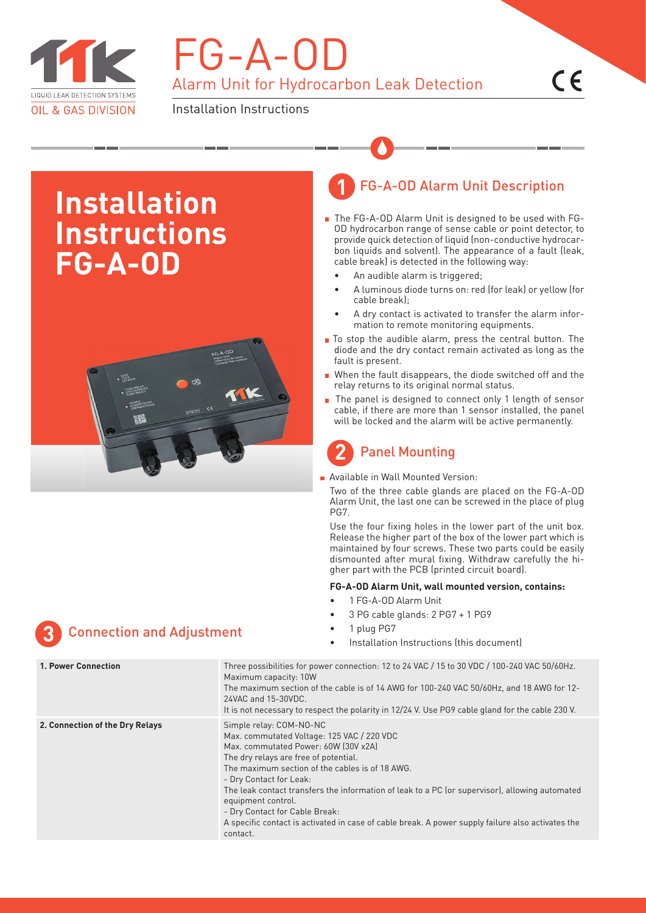# FG-A-OD

## Alarm Unit for Hydrocarbon Leak Detection

Installation Instructions

LIQUID LEAK DETECTION SYSTEMS
OIL & GAS DIVISION

# Installation Instructions FG-A-OD

## 1 FG-A-OD Alarm Unit Description

- The FG-A-OD Alarm Unit is designed to be used with FG-OD hydrocarbon range of sense cable or point detector, to provide quick detection of liquid (non-conductive hydrocarbon liquids and solvent). The appearance of a fault (leak, cable break) is detected in the following way:
  - An audible alarm is triggered;
  - A luminous diode turns on: red (for leak) or yellow (for cable break);
  - A dry contact is activated to transfer the alarm information to remote monitoring equipments.
- To stop the audible alarm, press the central button. The diode and the dry contact remain activated as long as the fault is present.
- When the fault disappears, the diode switched off and the relay returns to its original normal status.
- The panel is designed to connect only 1 length of sensor cable, if there are more than 1 sensor installed, the panel will be locked and the alarm will be active permanently.

## 2 Panel Mounting

- Available in Wall Mounted Version:

  Two of the three cable glands are placed on the FG-A-OD Alarm Unit, the last one can be screwed in the place of plug PG7.

  Use the four fixing holes in the lower part of the unit box. Release the higher part of the box of the lower part which is maintained by four screws. These two parts could be easily dismounted after mural fixing. Withdraw carefully the higher part with the PCB (printed circuit board).

**FG-A-OD Alarm Unit, wall mounted version, contains:**

- 1 FG-A-OD Alarm Unit
- 3 PG cable glands: 2 PG7 + 1 PG9
- 1 plug PG7
- Installation Instructions (this document)

## 3 Connection and Adjustment

| | |
|---|---|
| **1. Power Connection** | Three possibilities for power connection: 12 to 24 VAC / 15 to 30 VDC / 100-240 VAC 50/60Hz.<br>Maximum capacity: 10W<br>The maximum section of the cable is of 14 AWG for 100-240 VAC 50/60Hz, and 18 AWG for 12-24VAC and 15-30VDC.<br>It is not necessary to respect the polarity in 12/24 V. Use PG9 cable gland for the cable 230 V. |
| **2. Connection of the Dry Relays** | Simple relay: COM-NO-NC<br>Max. commutated Voltage: 125 VAC / 220 VDC<br>Max. commutated Power: 60W (30V x2A)<br>The dry relays are free of potential.<br>The maximum section of the cables is of 18 AWG.<br>- Dry Contact for Leak:<br>The leak contact transfers the information of leak to a PC (or supervisor), allowing automated equipment control.<br>- Dry Contact for Cable Break:<br>A specific contact is activated in case of cable break. A power supply failure also activates the contact. |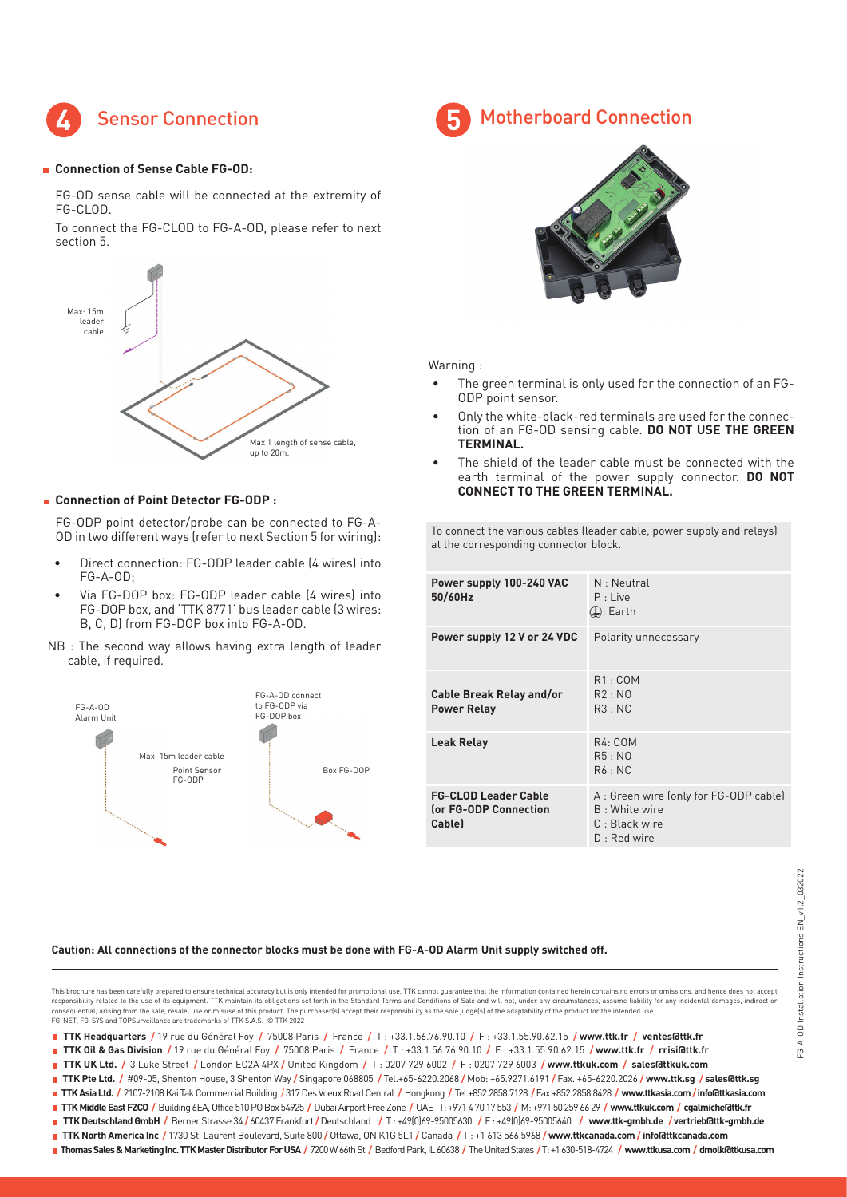## 4 Sensor Connection

- **Connection of Sense Cable FG-OD:**

FG-OD sense cable will be connected at the extremity of FG-CLOD.

To connect the FG-CLOD to FG-A-OD, please refer to next section 5.

Max: 15m leader cable

Max 1 length of sense cable, up to 20m.

- **Connection of Point Detector FG-ODP :**

FG-ODP point detector/probe can be connected to FG-A-OD in two different ways (refer to next Section 5 for wiring):

- Direct connection: FG-ODP leader cable (4 wires) into FG-A-OD;
- Via FG-DOP box: FG-ODP leader cable (4 wires) into FG-DOP box, and 'TTK 8771' bus leader cable (3 wires: B, C, D) from FG-DOP box into FG-A-OD.

NB : The second way allows having extra length of leader cable, if required.

FG-A-OD Alarm Unit

Max: 15m leader cable

Point Sensor FG-ODP

FG-A-OD connect to FG-ODP via FG-DOP box

Box FG-DOP

## 5 Motherboard Connection

Warning :

- The green terminal is only used for the connection of an FG-ODP point sensor.
- Only the white-black-red terminals are used for the connection of an FG-OD sensing cable. **DO NOT USE THE GREEN TERMINAL.**
- The shield of the leader cable must be connected with the earth terminal of the power supply connector. **DO NOT CONNECT TO THE GREEN TERMINAL.**

To connect the various cables (leader cable, power supply and relays) at the corresponding connector block.

| | |
|---|---|
| **Power supply 100-240 VAC 50/60Hz** | N : Neutral<br>P : Live<br>⏚: Earth |
| **Power supply 12 V or 24 VDC** | Polarity unnecessary |
| **Cable Break Relay and/or Power Relay** | R1 : COM<br>R2 : NO<br>R3 : NC |
| **Leak Relay** | R4: COM<br>R5 : NO<br>R6 : NC |
| **FG-CLOD Leader Cable (or FG-ODP Connection Cable)** | A : Green wire (only for FG-ODP cable)<br>B : White wire<br>C : Black wire<br>D : Red wire |

**Caution: All connections of the connector blocks must be done with FG-A-OD Alarm Unit supply switched off.**

This brochure has been carefully prepared to ensure technical accuracy but is only intended for promotional use. TTK cannot guarantee that the information contained herein contains no errors or omissions, and hence does not accept responsibility related to the use of its equipment. TTK maintain its obligations set forth in the Standard Terms and Conditions of Sale and will not, under any circumstances, assume liability for any incidental damages, indirect or consequential, arising from the sale, resale, use or misuse of this product. The purchaser(s) accept their responsibility as the sole judge(s) of the adaptability of the product for the intended use.
FG-NET, FG-SYS and TOPSurveillance are trademarks of TTK S.A.S. © TTK 2022

- **TTK Headquarters** / 19 rue du Général Foy / 75008 Paris / France / T : +33.1.56.76.90.10 / F : +33.1.55.90.62.15 / **www.ttk.fr** / **ventes@ttk.fr**
- **TTK Oil & Gas Division** / 19 rue du Général Foy / 75008 Paris / France / T : +33.1.56.76.90.10 / F : +33.1.55.90.62.15 / **www.ttk.fr** / **rrisi@ttk.fr**
- **TTK UK Ltd.** / 3 Luke Street / London EC2A 4PX / United Kingdom / T : 0207 729 6002 / F : 0207 729 6003 / **www.ttkuk.com** / **sales@ttkuk.com**
- **TTK Pte Ltd.** / #09-05, Shenton House, 3 Shenton Way / Singapore 068805 / Tel.+65-6220.2068 / Mob: +65.9271.6191 / Fax. +65-6220.2026 / **www.ttk.sg** / **sales@ttk.sg**
- **TTK Asia Ltd.** / 2107-2108 Kai Tak Commercial Building / 317 Des Voeux Road Central / Hongkong / Tel.+852.2858.7128 / Fax.+852.2858.8428 / **www.ttkasia.com** / **info@ttkasia.com**
- **TTK Middle East FZCO** / Building 6EA, Office 510 PO Box 54925 / Dubai Airport Free Zone / UAE T: +971 4 70 17 553 / M: +971 50 259 66 29 / **www.ttkuk.com** / **cgalmiche@ttk.fr**
- **TTK Deutschland GmbH** / Berner Strasse 34 / 60437 Frankfurt / Deutschland / T : +49(0)69-95005630 / F : +49(0)69-95005640 / **www.ttk-gmbh.de** / **vertrieb@ttk-gmbh.de**
- **TTK North America Inc** / 1730 St. Laurent Boulevard, Suite 800 / Ottawa, ON K1G 5L1 / Canada / T : +1 613 566 5968 / **www.ttkcanada.com** / **info@ttkcanada.com**
- **Thomas Sales & Marketing Inc. TTK Master Distributor For USA** / 7200 W 66th St / Bedford Park, IL 60638 / The United States / T: +1 630-518-4724 / **www.ttkusa.com** / **dmolk@ttkusa.com**

FG-A-OD Installation Instructions EN_v1.2_032022